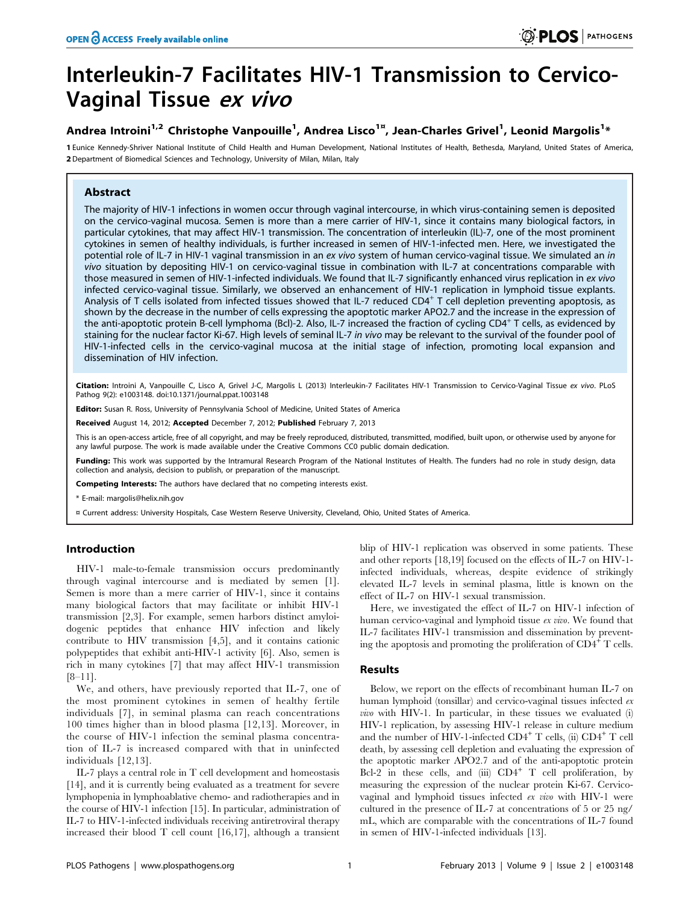# Interleukin-7 Facilitates HIV-1 Transmission to Cervico-Vaginal Tissue *ex vivo*

**Andrea Introini[1,2], Christophe Vanpouille[1], Andrea Lisco[1¤], Jean-Charles Grivel[1], Leonid Margolis[1]***

1 Eunice Kennedy-Shriver National Institute of Child Health and Human Development, National Institutes of Health, Bethesda, Maryland, United States of America, 2 Department of Biomedical Sciences and Technology, University of Milan, Milan, Italy

## Abstract

The majority of HIV-1 infections in women occur through vaginal intercourse, in which virus-containing semen is deposited on the cervico-vaginal mucosa. Semen is more than a mere carrier of HIV-1, since it contains many biological factors, in particular cytokines, that may affect HIV-1 transmission. The concentration of interleukin (IL)-7, one of the most prominent cytokines in semen of healthy individuals, is further increased in semen of HIV-1-infected men. Here, we investigated the potential role of IL-7 in HIV-1 vaginal transmission in an *ex vivo* system of human cervico-vaginal tissue. We simulated an *in vivo* situation by depositing HIV-1 on cervico-vaginal tissue in combination with IL-7 at concentrations comparable with those measured in semen of HIV-1-infected individuals. We found that IL-7 significantly enhanced virus replication in *ex vivo* infected cervico-vaginal tissue. Similarly, we observed an enhancement of HIV-1 replication in lymphoid tissue explants. Analysis of T cells isolated from infected tissues showed that IL-7 reduced $CD4^+$ T cell depletion preventing apoptosis, as shown by the decrease in the number of cells expressing the apoptotic marker APO2.7 and the increase in the expression of the anti-apoptotic protein B-cell lymphoma (Bcl)-2. Also, IL-7 increased the fraction of cycling $CD4^+$ T cells, as evidenced by staining for the nuclear factor Ki-67. High levels of seminal IL-7 *in vivo* may be relevant to the survival of the founder pool of HIV-1-infected cells in the cervico-vaginal mucosa at the initial stage of infection, promoting local expansion and dissemination of HIV infection.

**Citation:** Introini A, Vanpouille C, Lisco A, Grivel J-C, Margolis L (2013) Interleukin-7 Facilitates HIV-1 Transmission to Cervico-Vaginal Tissue ex vivo. PLoS Pathog 9(2): e1003148. doi:10.1371/journal.ppat.1003148

**Editor:** Susan R. Ross, University of Pennsylvania School of Medicine, United States of America

**Received** August 14, 2012; **Accepted** December 7, 2012; **Published** February 7, 2013

This is an open-access article, free of all copyright, and may be freely reproduced, distributed, transmitted, modified, built upon, or otherwise used by anyone for any lawful purpose. The work is made available under the Creative Commons CC0 public domain dedication.

**Funding:** This work was supported by the Intramural Research Program of the National Institutes of Health. The funders had no role in study design, data collection and analysis, decision to publish, or preparation of the manuscript.

**Competing Interests:** The authors have declared that no competing interests exist.

\* E-mail: margolis@helix.nih.gov

¤ Current address: University Hospitals, Case Western Reserve University, Cleveland, Ohio, United States of America.

## Introduction

HIV-1 male-to-female transmission occurs predominantly through vaginal intercourse and is mediated by semen [1]. Semen is more than a mere carrier of HIV-1, since it contains many biological factors that may facilitate or inhibit HIV-1 transmission [2,3]. For example, semen harbors distinct amyloidogenic peptides that enhance HIV infection and likely contribute to HIV transmission [4,5], and it contains cationic polypeptides that exhibit anti-HIV-1 activity [6]. Also, semen is rich in many cytokines [7] that may affect HIV-1 transmission [8–11].

We, and others, have previously reported that IL-7, one of the most prominent cytokines in semen of healthy fertile individuals [7], in seminal plasma can reach concentrations 100 times higher than in blood plasma [12,13]. Moreover, in the course of HIV-1 infection the seminal plasma concentration of IL-7 is increased compared with that in uninfected individuals [12,13].

IL-7 plays a central role in T cell development and homeostasis [14], and it is currently being evaluated as a treatment for severe lymphopenia in lymphoablative chemo- and radiotherapies and in the course of HIV-1 infection [15]. In particular, administration of IL-7 to HIV-1-infected individuals receiving antiretroviral therapy increased their blood T cell count [16,17], although a transient blip of HIV-1 replication was observed in some patients. These and other reports [18,19] focused on the effects of IL-7 on HIV-1-infected individuals, whereas, despite evidence of strikingly elevated IL-7 levels in seminal plasma, little is known on the effect of IL-7 on HIV-1 sexual transmission.

Here, we investigated the effect of IL-7 on HIV-1 infection of human cervico-vaginal and lymphoid tissue *ex vivo*. We found that IL-7 facilitates HIV-1 transmission and dissemination by preventing the apoptosis and promoting the proliferation of $CD4^+$ T cells.

## Results

Below, we report on the effects of recombinant human IL-7 on human lymphoid (tonsillar) and cervico-vaginal tissues infected *ex vivo* with HIV-1. In particular, in these tissues we evaluated (i) HIV-1 replication, by assessing HIV-1 release in culture medium and the number of HIV-1-infected $CD4^+$ T cells, (ii) $CD4^+$ T cell death, by assessing cell depletion and evaluating the expression of the apoptotic marker APO2.7 and of the anti-apoptotic protein Bcl-2 in these cells, and (iii) $CD4^+$ T cell proliferation, by measuring the expression of the nuclear protein Ki-67. Cervico-vaginal and lymphoid tissues infected *ex vivo* with HIV-1 were cultured in the presence of IL-7 at concentrations of 5 or 25 ng/mL, which are comparable with the concentrations of IL-7 found in semen of HIV-1-infected individuals [13].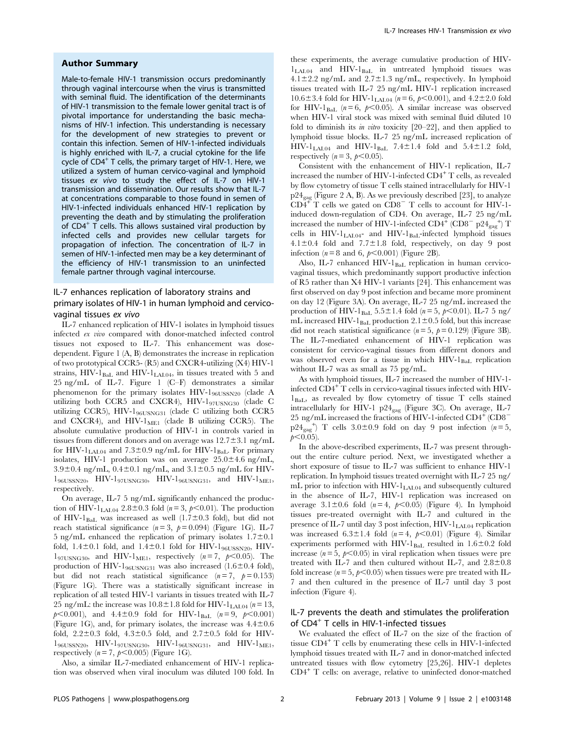## Author Summary

Male-to-female HIV-1 transmission occurs predominantly through vaginal intercourse when the virus is transmitted with seminal fluid. The identification of the determinants of HIV-1 transmission to the female lower genital tract is of pivotal importance for understanding the basic mechanisms of HIV-1 infection. This understanding is necessary for the development of new strategies to prevent or contain this infection. Semen of HIV-1-infected individuals is highly enriched with IL-7, a crucial cytokine for the life cycle of $CD4^+$ T cells, the primary target of HIV-1. Here, we utilized a system of human cervico-vaginal and lymphoid tissues *ex vivo* to study the effect of IL-7 on HIV-1 transmission and dissemination. Our results show that IL-7 at concentrations comparable to those found in semen of HIV-1-infected individuals enhanced HIV-1 replication by preventing the death and by stimulating the proliferation of $CD4^+$ T cells. This allows sustained viral production by infected cells and provides new cellular targets for propagation of infection. The concentration of IL-7 in semen of HIV-1-infected men may be a key determinant of the efficiency of HIV-1 transmission to an uninfected female partner through vaginal intercourse.

### IL-7 enhances replication of laboratory strains and primary isolates of HIV-1 in human lymphoid and cervico-vaginal tissues *ex vivo*

IL-7 enhanced replication of HIV-1 isolates in lymphoid tissues infected *ex vivo* compared with donor-matched infected control tissues not exposed to IL-7. This enhancement was dose-dependent. Figure 1 (A, B) demonstrates the increase in replication of two prototypical CCR5- (R5) and CXCR4-utilizing (X4) HIV-1 strains, HIV-$1_{BaL}$ and HIV-$1_{LAI.04}$, in tissues treated with 5 and 25 ng/mL of IL-7. Figure 1 (C–F) demonstrates a similar phenomenon for the primary isolates HIV-$1_{96USSN20}$ (clade A utilizing both CCR5 and CXCR4), HIV-$1_{97USNG30}$ (clade C utilizing CCR5), HIV-$1_{96USNG31}$ (clade C utilizing both CCR5 and CXCR4), and HIV-$1_{ME1}$ (clade B utilizing CCR5). The absolute cumulative production of HIV-1 in controls varied in tissues from different donors and on average was 12.7±3.1 ng/mL for HIV-$1_{LAI.04}$ and 7.3±0.9 ng/mL for HIV-$1_{BaL}$. For primary isolates, HIV-1 production was on average 25.0±4.6 ng/mL, 3.9±0.4 ng/mL, 0.4±0.1 ng/mL, and 3.1±0.5 ng/mL for HIV-$1_{96USSN20}$, HIV-$1_{97USNG30}$, HIV-$1_{96USNG31}$, and HIV-$1_{ME1}$, respectively.

On average, IL-7 5 ng/mL significantly enhanced the production of HIV-$1_{LAI.04}$ 2.8±0.3 fold ($n=3$, $p<0.01$). The production of HIV-$1_{BaL}$ was increased as well (1.7±0.3 fold), but did not reach statistical significance ($n=3$, $p=0.094$) (Figure 1G). IL-7 5 ng/mL enhanced the replication of primary isolates 1.7±0.1 fold, 1.4±0.1 fold, and 1.4±0.1 fold for HIV-$1_{96USSN20}$, HIV-$1_{97USNG30}$, and HIV-$1_{ME1}$, respectively ($n=7$, $p<0.05$). The production of HIV-$1_{96USNG31}$ was also increased (1.6±0.4 fold), but did not reach statistical significance ($n=7$, $p=0.153$) (Figure 1G). There was a statistically significant increase in replication of all tested HIV-1 variants in tissues treated with IL-7 25 ng/mL: the increase was 10.8±1.8 fold for HIV-$1_{LAI.04}$ ($n=13$, $p<0.001$), and 4.4±0.9 fold for HIV-$1_{BaL}$ ($n=9$, $p<0.001$) (Figure 1G), and, for primary isolates, the increase was 4.4±0.6 fold, 2.2±0.3 fold, 4.3±0.5 fold, and 2.7±0.5 fold for HIV-$1_{96USSN20}$, HIV-$1_{97USNG30}$, HIV-$1_{96USNG31}$, and HIV-$1_{ME1}$, respectively ($n=7$, $p<0.005$) (Figure 1G).

Also, a similar IL-7-mediated enhancement of HIV-1 replication was observed when viral inoculum was diluted 100 fold. In these experiments, the average cumulative production of HIV-$1_{LAI.04}$ and HIV-$1_{BaL}$ in untreated lymphoid tissues was 4.1±2.2 ng/mL and 2.7±1.3 ng/mL, respectively. In lymphoid tissues treated with IL-7 25 ng/mL HIV-1 replication increased 10.6±3.4 fold for HIV-$1_{LAI.04}$ ($n=6$, $p<0.001$), and 4.2±2.0 fold for HIV-$1_{BaL}$ ($n=6$, $p<0.05$). A similar increase was observed when HIV-1 viral stock was mixed with seminal fluid diluted 10 fold to diminish its *in vitro* toxicity [20–22], and then applied to lymphoid tissue blocks. IL-7 25 ng/mL increased replication of HIV-$1_{LAI.04}$ and HIV-$1_{BaL}$ 7.4±1.4 fold and 5.4±1.2 fold, respectively ($n=3$, $p<0.05$).

Consistent with the enhancement of HIV-1 replication, IL-7 increased the number of HIV-1-infected $CD4^+$ T cells, as revealed by flow cytometry of tissue T cells stained intracellularly for HIV-1 $p24_{gag}$ (Figure 2 A, B). As we previously described [23], to analyze $CD4^+$ T cells we gated on $CD8^-$ T cells to account for HIV-1-induced down-regulation of CD4. On average, IL-7 25 ng/mL increased the number of HIV-1-infected $CD4^+$ ($CD8^-$ $p24_{gag}^+$) T cells in HIV-$1_{LAI.04}$- and HIV-$1_{BaL}$-infected lymphoid tissues 4.1±0.4 fold and 7.7±1.8 fold, respectively, on day 9 post infection ($n=8$ and 6, $p<0.001$) (Figure 2B).

Also, IL-7 enhanced HIV-$1_{BaL}$ replication in human cervico-vaginal tissues, which predominantly support productive infection of R5 rather than X4 HIV-1 variants [24]. This enhancement was first observed on day 9 post infection and became more prominent on day 12 (Figure 3A). On average, IL-7 25 ng/mL increased the production of HIV-$1_{BaL}$ 5.5±1.4 fold ($n=5$, $p<0.01$). IL-7 5 ng/mL increased HIV-$1_{BaL}$ production 2.1±0.5 fold, but this increase did not reach statistical significance ($n=5$, $p=0.129$) (Figure 3B). The IL-7-mediated enhancement of HIV-1 replication was consistent for cervico-vaginal tissues from different donors and was observed even for a tissue in which HIV-$1_{BaL}$ replication without IL-7 was as small as 75 pg/mL.

As with lymphoid tissues, IL-7 increased the number of HIV-1-infected $CD4^+$ T cells in cervico-vaginal tissues infected with HIV-$1_{BaL}$, as revealed by flow cytometry of tissue T cells stained intracellularly for HIV-1 $p24_{gag}$ (Figure 3C). On average, IL-7 25 ng/mL increased the fractions of HIV-1-infected $CD4^+$ ($CD8^-$ $p24_{gag}^+$) T cells 3.0±0.9 fold on day 9 post infection ($n=5$, $p<0.05$).

In the above-described experiments, IL-7 was present throughout the entire culture period. Next, we investigated whether a short exposure of tissue to IL-7 was sufficient to enhance HIV-1 replication. In lymphoid tissues treated overnight with IL-7 25 ng/mL prior to infection with HIV-$1_{LAI.04}$ and subsequently cultured in the absence of IL-7, HIV-1 replication was increased on average 3.1±0.6 fold ($n=4$, $p<0.05$) (Figure 4). In lymphoid tissues pre-treated overnight with IL-7 and cultured in the presence of IL-7 until day 3 post infection, HIV-$1_{LAI.04}$ replication was increased 6.3±1.4 fold ($n=4$, $p<0.01$) (Figure 4). Similar experiments performed with HIV-$1_{BaL}$ resulted in 1.6±0.2 fold increase ($n=5$, $p<0.05$) in viral replication when tissues were pre treated with IL-7 and then cultured without IL-7, and 2.8±0.8 fold increase ($n=5$, $p<0.05$) when tissues were pre treated with IL-7 and then cultured in the presence of IL-7 until day 3 post infection (Figure 4).

### IL-7 prevents the death and stimulates the proliferation of $CD4^+$ T cells in HIV-1-infected tissues

We evaluated the effect of IL-7 on the size of the fraction of tissue $CD4^+$ T cells by enumerating these cells in HIV-1-infected lymphoid tissues treated with IL-7 and in donor-matched infected untreated tissues with flow cytometry [25,26]. HIV-1 depletes $CD4^+$ T cells: on average, relative to uninfected donor-matched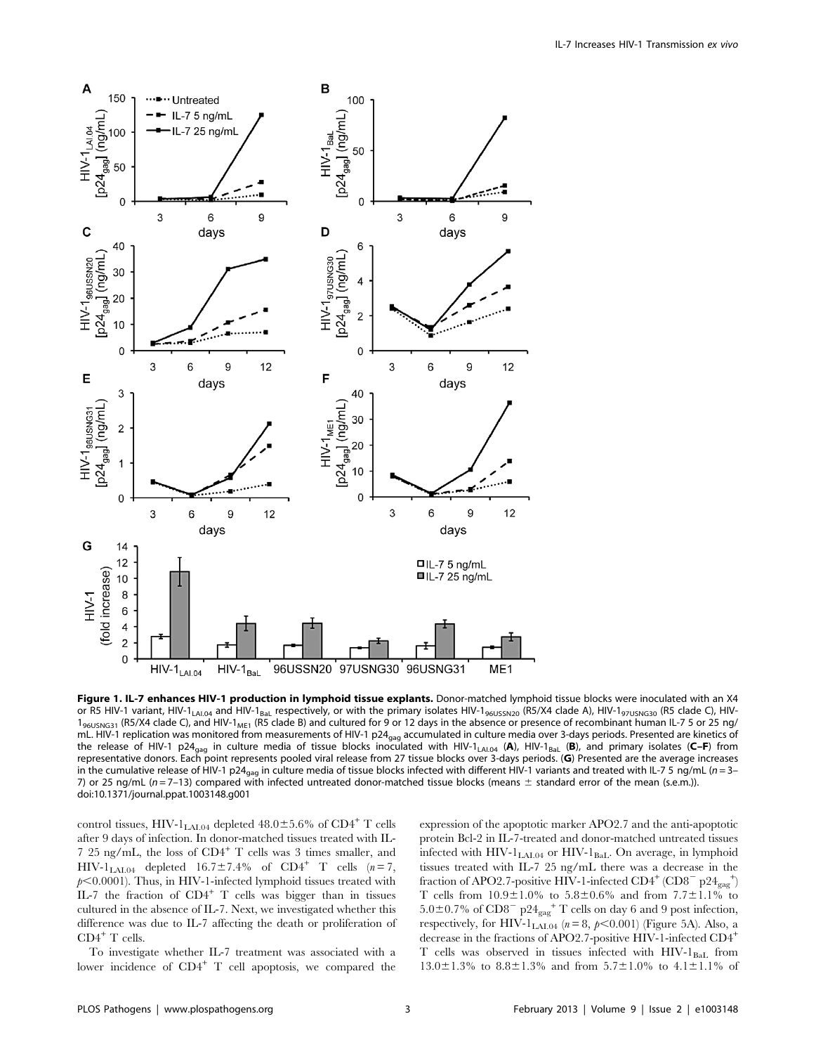**Figure 1. IL-7 enhances HIV-1 production in lymphoid tissue explants.** Donor-matched lymphoid tissue blocks were inoculated with an X4 or R5 HIV-1 variant, HIV-$1_{LAI.04}$ and HIV-$1_{BaL}$ respectively, or with the primary isolates HIV-$1_{96USSN20}$ (R5/X4 clade A), HIV-$1_{97USNG30}$ (R5 clade C), HIV-$1_{96USNG31}$ (R5/X4 clade C), and HIV-$1_{ME1}$ (R5 clade B) and cultured for 9 or 12 days in the absence or presence of recombinant human IL-7 5 or 25 ng/mL. HIV-1 replication was monitored from measurements of HIV-1 $p24_{gag}$ accumulated in culture media over 3-days periods. Presented are kinetics of the release of HIV-1 $p24_{gag}$ in culture media of tissue blocks inoculated with HIV-$1_{LAI.04}$ (**A**), HIV-$1_{BaL}$ (**B**), and primary isolates (**C–F**) from representative donors. Each point represents pooled viral release from 27 tissue blocks over 3-days periods. (**G**) Presented are the average increases in the cumulative release of HIV-1 $p24_{gag}$ in culture media of tissue blocks infected with different HIV-1 variants and treated with IL-7 5 ng/mL ($n=3$–7) or 25 ng/mL ($n=7$–13) compared with infected untreated donor-matched tissue blocks (means ± standard error of the mean (s.e.m.)).
doi:10.1371/journal.ppat.1003148.g001

control tissues, HIV-$1_{LAI.04}$ depleted 48.0±5.6% of $CD4^+$ T cells after 9 days of infection. In donor-matched tissues treated with IL-7 25 ng/mL, the loss of $CD4^+$ T cells was 3 times smaller, and HIV-$1_{LAI.04}$ depleted 16.7±7.4% of $CD4^+$ T cells ($n=7$, $p<0.0001$). Thus, in HIV-1-infected lymphoid tissues treated with IL-7 the fraction of $CD4^+$ T cells was bigger than in tissues cultured in the absence of IL-7. Next, we investigated whether this difference was due to IL-7 affecting the death or proliferation of $CD4^+$ T cells.

To investigate whether IL-7 treatment was associated with a lower incidence of $CD4^+$ T cell apoptosis, we compared the expression of the apoptotic marker APO2.7 and the anti-apoptotic protein Bcl-2 in IL-7-treated and donor-matched untreated tissues infected with HIV-$1_{LAI.04}$ or HIV-$1_{BaL}$. On average, in lymphoid tissues treated with IL-7 25 ng/mL there was a decrease in the fraction of APO2.7-positive HIV-1-infected $CD4^+$ ($CD8^-$ $p24_{gag}^+$) T cells from 10.9±1.0% to 5.8±0.6% and from 7.7±1.1% to 5.0±0.7% of $CD8^-$ $p24_{gag}^+$ T cells on day 6 and 9 post infection, respectively, for HIV-$1_{LAI.04}$ ($n=8$, $p<0.001$) (Figure 5A). Also, a decrease in the fractions of APO2.7-positive HIV-1-infected $CD4^+$ T cells was observed in tissues infected with HIV-$1_{BaL}$ from 13.0±1.3% to 8.8±1.3% and from 5.7±1.0% to 4.1±1.1% of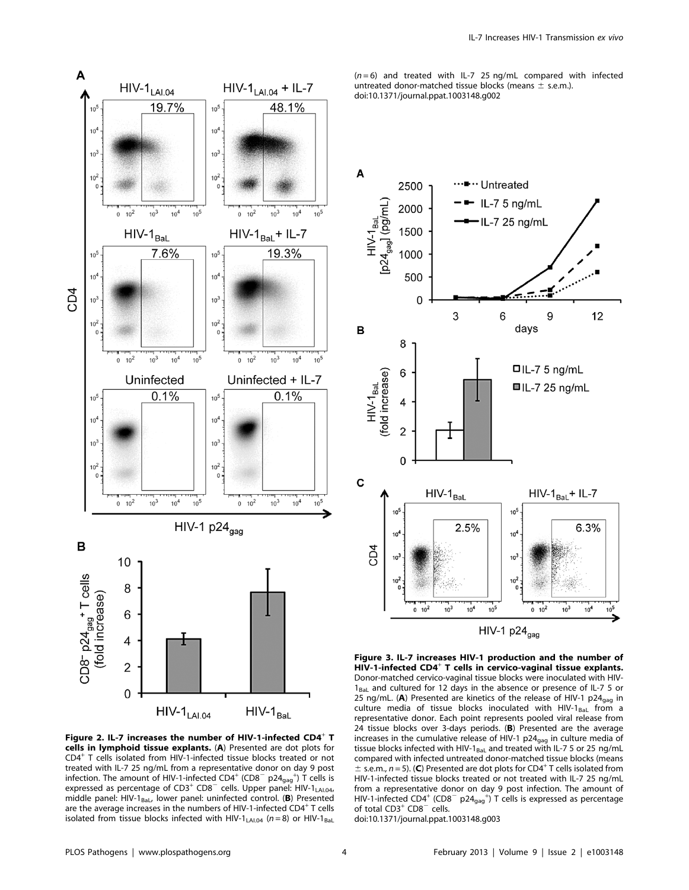**Figure 2. IL-7 increases the number of HIV-1-infected CD4$^+$ T cells in lymphoid tissue explants.** (**A**) Presented are dot plots for CD4$^+$ T cells isolated from HIV-1-infected tissue blocks treated or not treated with IL-7 25 ng/mL from a representative donor on day 9 post infection. The amount of HIV-1-infected CD4$^+$ (CD8$^-$ p24$_{gag}$$^+$) T cells is expressed as percentage of CD3$^+$ CD8$^-$ cells. Upper panel: HIV-1$_{LAI.04}$, middle panel: HIV-1$_{BaL}$, lower panel: uninfected control. (**B**) Presented are the average increases in the numbers of HIV-1-infected CD4$^+$ T cells isolated from tissue blocks infected with HIV-1$_{LAI.04}$ ($n = 8$) or HIV-1$_{BaL}$ ($n = 6$) and treated with IL-7 25 ng/mL compared with infected untreated donor-matched tissue blocks (means ± s.e.m.).
doi:10.1371/journal.ppat.1003148.g002

**Figure 3. IL-7 increases HIV-1 production and the number of HIV-1-infected CD4$^+$ T cells in cervico-vaginal tissue explants.** Donor-matched cervico-vaginal tissue blocks were inoculated with HIV-1$_{BaL}$ and cultured for 12 days in the absence or presence of IL-7 5 or 25 ng/mL. (**A**) Presented are kinetics of the release of HIV-1 p24$_{gag}$ in culture media of tissue blocks inoculated with HIV-1$_{BaL}$ from a representative donor. Each point represents pooled viral release from 24 tissue blocks over 3-days periods. (**B**) Presented are the average increases in the cumulative release of HIV-1 p24$_{gag}$ in culture media of tissue blocks infected with HIV-1$_{BaL}$ and treated with IL-7 5 or 25 ng/mL compared with infected untreated donor-matched tissue blocks (means ± s.e.m., $n = 5$). (**C**) Presented are dot plots for CD4$^+$ T cells isolated from HIV-1-infected tissue blocks treated or not treated with IL-7 25 ng/mL from a representative donor on day 9 post infection. The amount of HIV-1-infected CD4$^+$ (CD8$^-$ p24$_{gag}$$^+$) T cells is expressed as percentage of total CD3$^+$ CD8$^-$ cells.
doi:10.1371/journal.ppat.1003148.g003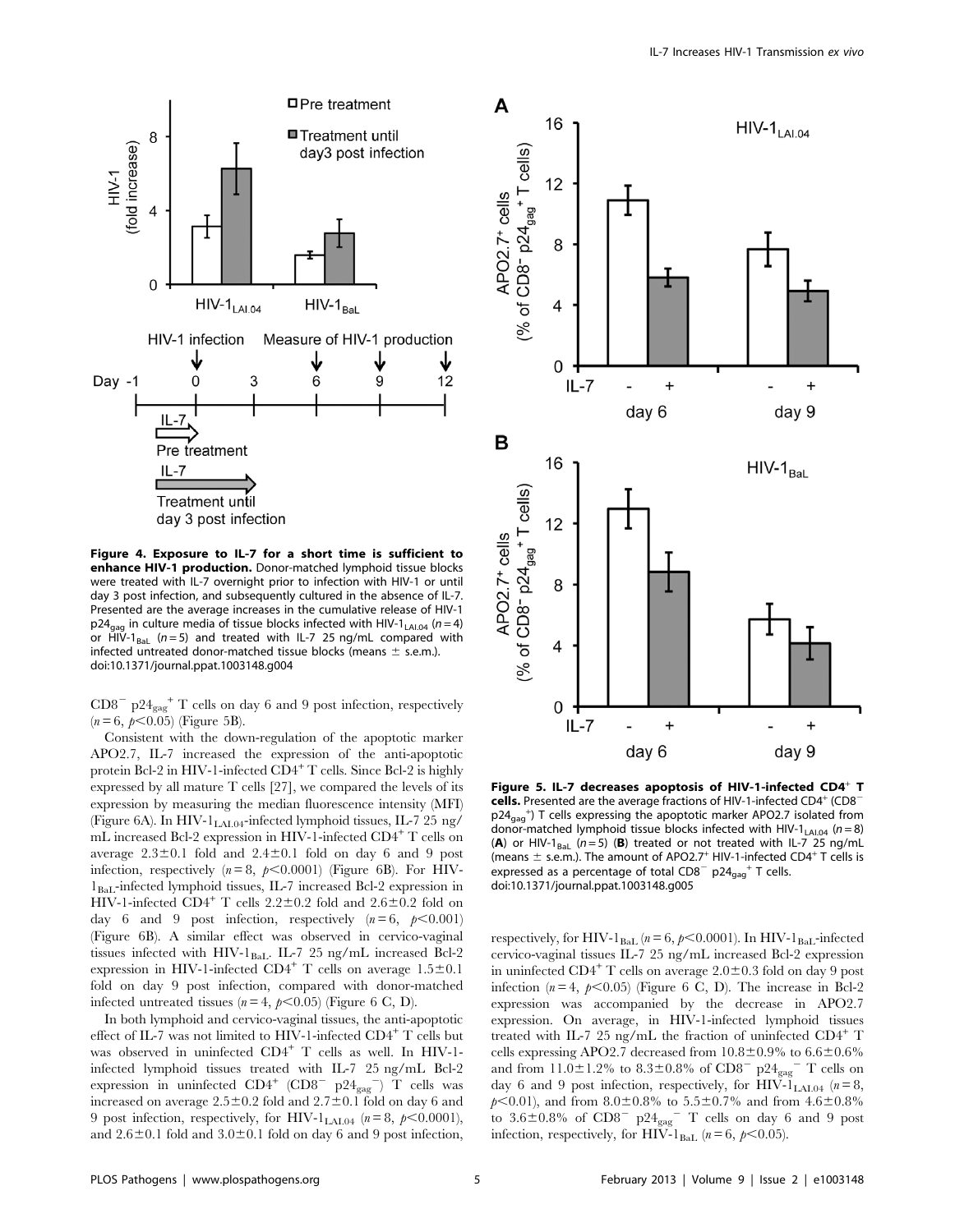**Figure 4. Exposure to IL-7 for a short time is sufficient to enhance HIV-1 production.** Donor-matched lymphoid tissue blocks were treated with IL-7 overnight prior to infection with HIV-1 or until day 3 post infection, and subsequently cultured in the absence of IL-7. Presented are the average increases in the cumulative release of HIV-1 $p24_{gag}$ in culture media of tissue blocks infected with HIV-$1_{LAI.04}$ ($n=4$) or HIV-$1_{BaL}$ ($n=5$) and treated with IL-7 25 ng/mL compared with infected untreated donor-matched tissue blocks (means ± s.e.m.). doi:10.1371/journal.ppat.1003148.g004

$CD8^-$ $p24_{gag}^+$ T cells on day 6 and 9 post infection, respectively ($n=6$, $p<0.05$) (Figure 5B).

Consistent with the down-regulation of the apoptotic marker APO2.7, IL-7 increased the expression of the anti-apoptotic protein Bcl-2 in HIV-1-infected $CD4^+$ T cells. Since Bcl-2 is highly expressed by all mature T cells [27], we compared the levels of its expression by measuring the median fluorescence intensity (MFI) (Figure 6A). In HIV-$1_{LAI.04}$-infected lymphoid tissues, IL-7 25 ng/mL increased Bcl-2 expression in HIV-1-infected $CD4^+$ T cells on average 2.3±0.1 fold and 2.4±0.1 fold on day 6 and 9 post infection, respectively ($n=8$, $p<0.0001$) (Figure 6B). For HIV-$1_{BaL}$-infected lymphoid tissues, IL-7 increased Bcl-2 expression in HIV-1-infected $CD4^+$ T cells 2.2±0.2 fold and 2.6±0.2 fold on day 6 and 9 post infection, respectively ($n=6$, $p<0.001$) (Figure 6B). A similar effect was observed in cervico-vaginal tissues infected with HIV-$1_{BaL}$. IL-7 25 ng/mL increased Bcl-2 expression in HIV-1-infected $CD4^+$ T cells on average 1.5±0.1 fold on day 9 post infection, compared with donor-matched infected untreated tissues ($n=4$, $p<0.05$) (Figure 6 C, D).

In both lymphoid and cervico-vaginal tissues, the anti-apoptotic effect of IL-7 was not limited to HIV-1-infected $CD4^+$ T cells but was observed in uninfected $CD4^+$ T cells as well. In HIV-1-infected lymphoid tissues treated with IL-7 25 ng/mL Bcl-2 expression in uninfected $CD4^+$ ($CD8^-$ $p24_{gag}^-$) T cells was increased on average 2.5±0.2 fold and 2.7±0.1 fold on day 6 and 9 post infection, respectively, for HIV-$1_{LAI.04}$ ($n=8$, $p<0.0001$), and 2.6±0.1 fold and 3.0±0.1 fold on day 6 and 9 post infection, respectively, for HIV-$1_{BaL}$ ($n=6$, $p<0.0001$). In HIV-$1_{BaL}$-infected cervico-vaginal tissues IL-7 25 ng/mL increased Bcl-2 expression in uninfected $CD4^+$ T cells on average 2.0±0.3 fold on day 9 post infection ($n=4$, $p<0.05$) (Figure 6 C, D). The increase in Bcl-2 expression was accompanied by the decrease in APO2.7 expression. On average, in HIV-1-infected lymphoid tissues treated with IL-7 25 ng/mL the fraction of uninfected $CD4^+$ T cells expressing APO2.7 decreased from 10.8±0.9% to 6.6±0.6% and from 11.0±1.2% to 8.3±0.8% of $CD8^-$ $p24_{gag}^-$ T cells on day 6 and 9 post infection, respectively, for HIV-$1_{LAI.04}$ ($n=8$, $p<0.01$), and from 8.0±0.8% to 5.5±0.7% and from 4.6±0.8% to 3.6±0.8% of $CD8^-$ $p24_{gag}^-$ T cells on day 6 and 9 post infection, respectively, for HIV-$1_{BaL}$ ($n=6$, $p<0.05$).

**Figure 5. IL-7 decreases apoptosis of HIV-1-infected $CD4^+$ T cells.** Presented are the average fractions of HIV-1-infected $CD4^+$ ($CD8^-$ $p24_{gag}^+$) T cells expressing the apoptotic marker APO2.7 isolated from donor-matched lymphoid tissue blocks infected with HIV-$1_{LAI.04}$ ($n=8$) (**A**) or HIV-$1_{BaL}$ ($n=5$) (**B**) treated or not treated with IL-7 25 ng/mL (means ± s.e.m.). The amount of $APO2.7^+$ HIV-1-infected $CD4^+$ T cells is expressed as a percentage of total $CD8^-$ $p24_{gag}^+$ T cells. doi:10.1371/journal.ppat.1003148.g005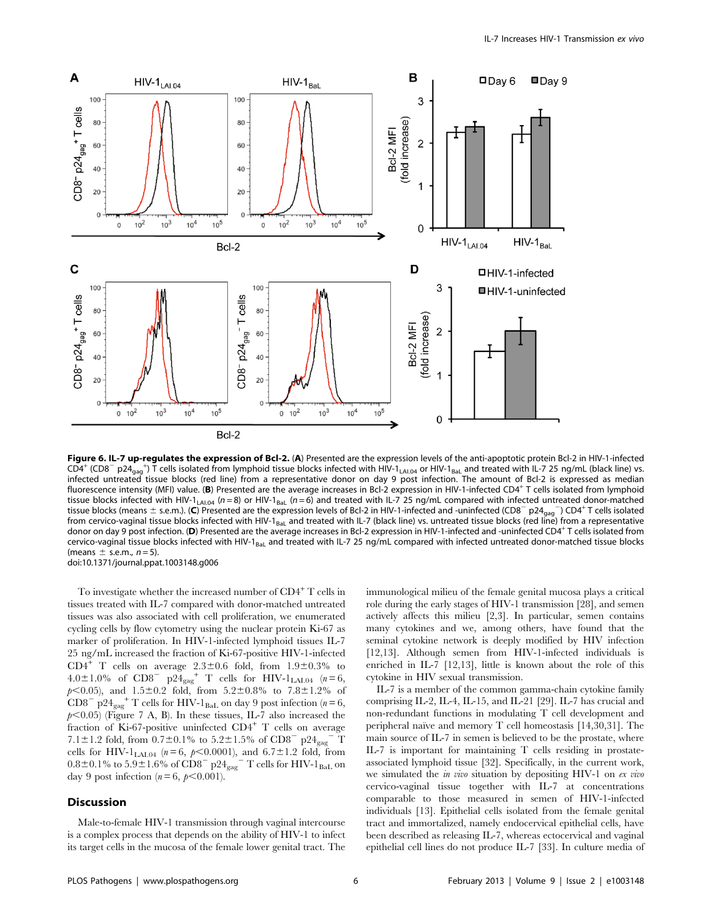**Figure 6. IL-7 up-regulates the expression of Bcl-2.** (**A**) Presented are the expression levels of the anti-apoptotic protein Bcl-2 in HIV-1-infected $CD4^+$ ($CD8^-$ $p24_{gag}^+$) T cells isolated from lymphoid tissue blocks infected with HIV-$1_{LAI.04}$ or HIV-$1_{BaL}$ and treated with IL-7 25 ng/mL (black line) vs. infected untreated tissue blocks (red line) from a representative donor on day 9 post infection. The amount of Bcl-2 is expressed as median fluorescence intensity (MFI) value. (**B**) Presented are the average increases in Bcl-2 expression in HIV-1-infected $CD4^+$ T cells isolated from lymphoid tissue blocks infected with HIV-$1_{LAI.04}$ ($n = 8$) or HIV-$1_{BaL}$ ($n = 6$) and treated with IL-7 25 ng/mL compared with infected untreated donor-matched tissue blocks (means ± s.e.m.). (**C**) Presented are the expression levels of Bcl-2 in HIV-1-infected and -uninfected ($CD8^-$ $p24_{gag}^-$) $CD4^+$ T cells isolated from cervico-vaginal tissue blocks infected with HIV-$1_{BaL}$ and treated with IL-7 (black line) vs. untreated tissue blocks (red line) from a representative donor on day 9 post infection. (**D**) Presented are the average increases in Bcl-2 expression in HIV-1-infected and -uninfected $CD4^+$ T cells isolated from cervico-vaginal tissue blocks infected with HIV-$1_{BaL}$ and treated with IL-7 25 ng/mL compared with infected untreated donor-matched tissue blocks (means ± s.e.m., $n = 5$).
doi:10.1371/journal.ppat.1003148.g006

To investigate whether the increased number of $CD4^+$ T cells in tissues treated with IL-7 compared with donor-matched untreated tissues was also associated with cell proliferation, we enumerated cycling cells by flow cytometry using the nuclear protein Ki-67 as marker of proliferation. In HIV-1-infected lymphoid tissues IL-7 25 ng/mL increased the fraction of Ki-67-positive HIV-1-infected $CD4^+$ T cells on average 2.3±0.6 fold, from 1.9±0.3% to 4.0±1.0% of $CD8^-$ $p24_{gag}^+$ T cells for HIV-$1_{LAI.04}$ ($n = 6$, $p<0.05$), and 1.5±0.2 fold, from 5.2±0.8% to 7.8±1.2% of $CD8^-$ $p24_{gag}^+$ T cells for HIV-$1_{BaL}$ on day 9 post infection ($n = 6$, $p<0.05$) (Figure 7 A, B). In these tissues, IL-7 also increased the fraction of Ki-67-positive uninfected $CD4^+$ T cells on average 7.1±1.2 fold, from 0.7±0.1% to 5.2±1.5% of $CD8^-$ $p24_{gag}^-$ T cells for HIV-$1_{LAI.04}$ ($n = 6$, $p<0.0001$), and 6.7±1.2 fold, from 0.8±0.1% to 5.9±1.6% of $CD8^-$ $p24_{gag}^-$ T cells for HIV-$1_{BaL}$ on day 9 post infection ($n = 6$, $p<0.001$).

## Discussion

Male-to-female HIV-1 transmission through vaginal intercourse is a complex process that depends on the ability of HIV-1 to infect its target cells in the mucosa of the female lower genital tract. The immunological milieu of the female genital mucosa plays a critical role during the early stages of HIV-1 transmission [28], and semen actively affects this milieu [2,3]. In particular, semen contains many cytokines and we, among others, have found that the seminal cytokine network is deeply modified by HIV infection [12,13]. Although semen from HIV-1-infected individuals is enriched in IL-7 [12,13], little is known about the role of this cytokine in HIV sexual transmission.

IL-7 is a member of the common gamma-chain cytokine family comprising IL-2, IL-4, IL-15, and IL-21 [29]. IL-7 has crucial and non-redundant functions in modulating T cell development and peripheral naïve and memory T cell homeostasis [14,30,31]. The main source of IL-7 in semen is believed to be the prostate, where IL-7 is important for maintaining T cells residing in prostate-associated lymphoid tissue [32]. Specifically, in the current work, we simulated the *in vivo* situation by depositing HIV-1 on *ex vivo* cervico-vaginal tissue together with IL-7 at concentrations comparable to those measured in semen of HIV-1-infected individuals [13]. Epithelial cells isolated from the female genital tract and immortalized, namely endocervical epithelial cells, have been described as releasing IL-7, whereas ectocervical and vaginal epithelial cell lines do not produce IL-7 [33]. In culture media of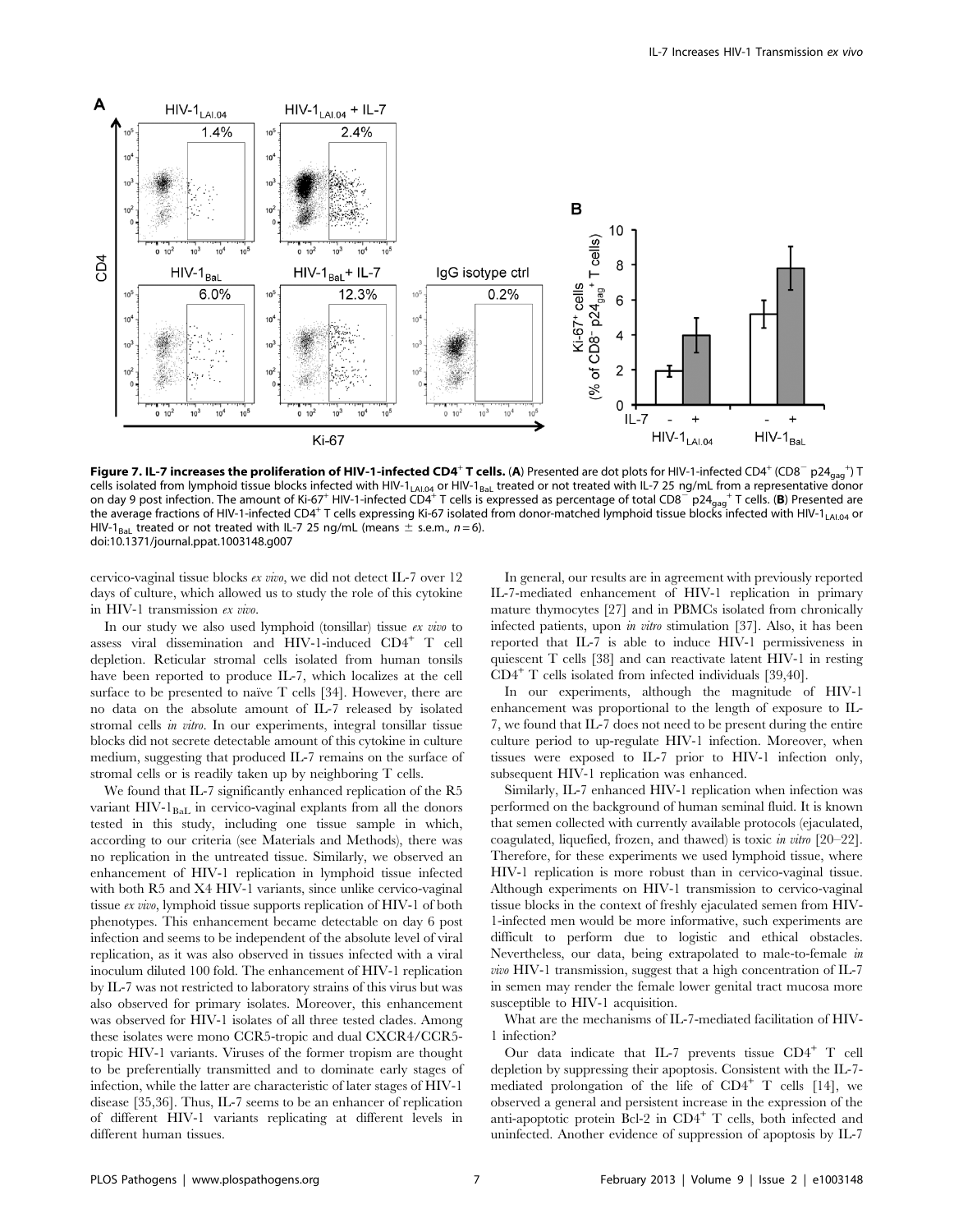**Figure 7. IL-7 increases the proliferation of HIV-1-infected $CD4^+$ T cells.** (**A**) Presented are dot plots for HIV-1-infected $CD4^+$ ($CD8^-$ $p24_{gag}^+$) T cells isolated from lymphoid tissue blocks infected with HIV-$1_{LAI.04}$ or HIV-$1_{BaL}$ treated or not treated with IL-7 25 ng/mL from a representative donor on day 9 post infection. The amount of Ki-$67^+$ HIV-1-infected $CD4^+$ T cells is expressed as percentage of total $CD8^-$ $p24_{gag}^+$ T cells. (**B**) Presented are the average fractions of HIV-1-infected $CD4^+$ T cells expressing Ki-67 isolated from donor-matched lymphoid tissue blocks infected with HIV-$1_{LAI.04}$ or HIV-$1_{BaL}$ treated or not treated with IL-7 25 ng/mL (means ± s.e.m., $n = 6$).
doi:10.1371/journal.ppat.1003148.g007

cervico-vaginal tissue blocks *ex vivo*, we did not detect IL-7 over 12 days of culture, which allowed us to study the role of this cytokine in HIV-1 transmission *ex vivo*.

In our study we also used lymphoid (tonsillar) tissue *ex vivo* to assess viral dissemination and HIV-1-induced $CD4^+$ T cell depletion. Reticular stromal cells isolated from human tonsils have been reported to produce IL-7, which localizes at the cell surface to be presented to naïve T cells [34]. However, there are no data on the absolute amount of IL-7 released by isolated stromal cells *in vitro*. In our experiments, integral tonsillar tissue blocks did not secrete detectable amount of this cytokine in culture medium, suggesting that produced IL-7 remains on the surface of stromal cells or is readily taken up by neighboring T cells.

We found that IL-7 significantly enhanced replication of the R5 variant HIV-$1_{BaL}$ in cervico-vaginal explants from all the donors tested in this study, including one tissue sample in which, according to our criteria (see Materials and Methods), there was no replication in the untreated tissue. Similarly, we observed an enhancement of HIV-1 replication in lymphoid tissue infected with both R5 and X4 HIV-1 variants, since unlike cervico-vaginal tissue *ex vivo*, lymphoid tissue supports replication of HIV-1 of both phenotypes. This enhancement became detectable on day 6 post infection and seems to be independent of the absolute level of viral replication, as it was also observed in tissues infected with a viral inoculum diluted 100 fold. The enhancement of HIV-1 replication by IL-7 was not restricted to laboratory strains of this virus but was also observed for primary isolates. Moreover, this enhancement was observed for HIV-1 isolates of all three tested clades. Among these isolates were mono CCR5-tropic and dual CXCR4/CCR5-tropic HIV-1 variants. Viruses of the former tropism are thought to be preferentially transmitted and to dominate early stages of infection, while the latter are characteristic of later stages of HIV-1 disease [35,36]. Thus, IL-7 seems to be an enhancer of replication of different HIV-1 variants replicating at different levels in different human tissues.

In general, our results are in agreement with previously reported IL-7-mediated enhancement of HIV-1 replication in primary mature thymocytes [27] and in PBMCs isolated from chronically infected patients, upon *in vitro* stimulation [37]. Also, it has been reported that IL-7 is able to induce HIV-1 permissiveness in quiescent T cells [38] and can reactivate latent HIV-1 in resting $CD4^+$ T cells isolated from infected individuals [39,40].

In our experiments, although the magnitude of HIV-1 enhancement was proportional to the length of exposure to IL-7, we found that IL-7 does not need to be present during the entire culture period to up-regulate HIV-1 infection. Moreover, when tissues were exposed to IL-7 prior to HIV-1 infection only, subsequent HIV-1 replication was enhanced.

Similarly, IL-7 enhanced HIV-1 replication when infection was performed on the background of human seminal fluid. It is known that semen collected with currently available protocols (ejaculated, coagulated, liquefied, frozen, and thawed) is toxic *in vitro* [20–22]. Therefore, for these experiments we used lymphoid tissue, where HIV-1 replication is more robust than in cervico-vaginal tissue. Although experiments on HIV-1 transmission to cervico-vaginal tissue blocks in the context of freshly ejaculated semen from HIV-1-infected men would be more informative, such experiments are difficult to perform due to logistic and ethical obstacles. Nevertheless, our data, being extrapolated to male-to-female *in vivo* HIV-1 transmission, suggest that a high concentration of IL-7 in semen may render the female lower genital tract mucosa more susceptible to HIV-1 acquisition.

What are the mechanisms of IL-7-mediated facilitation of HIV-1 infection?

Our data indicate that IL-7 prevents tissue $CD4^+$ T cell depletion by suppressing their apoptosis. Consistent with the IL-7-mediated prolongation of the life of $CD4^+$ T cells [14], we observed a general and persistent increase in the expression of the anti-apoptotic protein Bcl-2 in $CD4^+$ T cells, both infected and uninfected. Another evidence of suppression of apoptosis by IL-7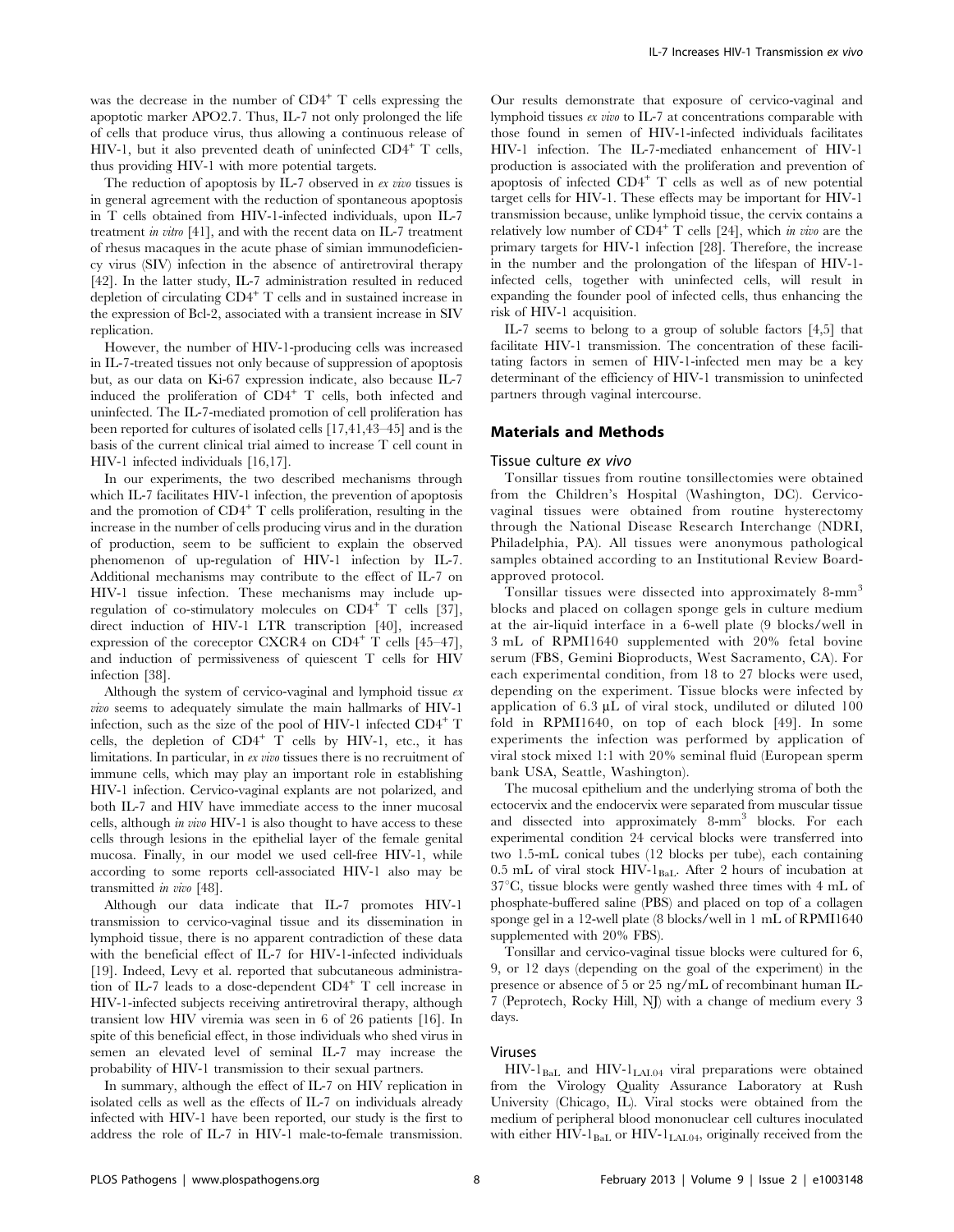was the decrease in the number of $CD4^+$ T cells expressing the apoptotic marker APO2.7. Thus, IL-7 not only prolonged the life of cells that produce virus, thus allowing a continuous release of HIV-1, but it also prevented death of uninfected $CD4^+$ T cells, thus providing HIV-1 with more potential targets.

The reduction of apoptosis by IL-7 observed in *ex vivo* tissues is in general agreement with the reduction of spontaneous apoptosis in T cells obtained from HIV-1-infected individuals, upon IL-7 treatment *in vitro* [41], and with the recent data on IL-7 treatment of rhesus macaques in the acute phase of simian immunodeficiency virus (SIV) infection in the absence of antiretroviral therapy [42]. In the latter study, IL-7 administration resulted in reduced depletion of circulating $CD4^+$ T cells and in sustained increase in the expression of Bcl-2, associated with a transient increase in SIV replication.

However, the number of HIV-1-producing cells was increased in IL-7-treated tissues not only because of suppression of apoptosis but, as our data on Ki-67 expression indicate, also because IL-7 induced the proliferation of $CD4^+$ T cells, both infected and uninfected. The IL-7-mediated promotion of cell proliferation has been reported for cultures of isolated cells [17,41,43–45] and is the basis of the current clinical trial aimed to increase T cell count in HIV-1 infected individuals [16,17].

In our experiments, the two described mechanisms through which IL-7 facilitates HIV-1 infection, the prevention of apoptosis and the promotion of $CD4^+$ T cells proliferation, resulting in the increase in the number of cells producing virus and in the duration of production, seem to be sufficient to explain the observed phenomenon of up-regulation of HIV-1 infection by IL-7. Additional mechanisms may contribute to the effect of IL-7 on HIV-1 tissue infection. These mechanisms may include up-regulation of co-stimulatory molecules on $CD4^+$ T cells [37], direct induction of HIV-1 LTR transcription [40], increased expression of the coreceptor CXCR4 on $CD4^+$ T cells [45–47], and induction of permissiveness of quiescent T cells for HIV infection [38].

Although the system of cervico-vaginal and lymphoid tissue *ex vivo* seems to adequately simulate the main hallmarks of HIV-1 infection, such as the size of the pool of HIV-1 infected $CD4^+$ T cells, the depletion of $CD4^+$ T cells by HIV-1, etc., it has limitations. In particular, in *ex vivo* tissues there is no recruitment of immune cells, which may play an important role in establishing HIV-1 infection. Cervico-vaginal explants are not polarized, and both IL-7 and HIV have immediate access to the inner mucosal cells, although *in vivo* HIV-1 is also thought to have access to these cells through lesions in the epithelial layer of the female genital mucosa. Finally, in our model we used cell-free HIV-1, while according to some reports cell-associated HIV-1 also may be transmitted *in vivo* [48].

Although our data indicate that IL-7 promotes HIV-1 transmission to cervico-vaginal tissue and its dissemination in lymphoid tissue, there is no apparent contradiction of these data with the beneficial effect of IL-7 for HIV-1-infected individuals [19]. Indeed, Levy et al. reported that subcutaneous administration of IL-7 leads to a dose-dependent $CD4^+$ T cell increase in HIV-1-infected subjects receiving antiretroviral therapy, although transient low HIV viremia was seen in 6 of 26 patients [16]. In spite of this beneficial effect, in those individuals who shed virus in semen an elevated level of seminal IL-7 may increase the probability of HIV-1 transmission to their sexual partners.

In summary, although the effect of IL-7 on HIV replication in isolated cells as well as the effects of IL-7 on individuals already infected with HIV-1 have been reported, our study is the first to address the role of IL-7 in HIV-1 male-to-female transmission. Our results demonstrate that exposure of cervico-vaginal and lymphoid tissues *ex vivo* to IL-7 at concentrations comparable with those found in semen of HIV-1-infected individuals facilitates HIV-1 infection. The IL-7-mediated enhancement of HIV-1 production is associated with the proliferation and prevention of apoptosis of infected $CD4^+$ T cells as well as of new potential target cells for HIV-1. These effects may be important for HIV-1 transmission because, unlike lymphoid tissue, the cervix contains a relatively low number of $CD4^+$ T cells [24], which *in vivo* are the primary targets for HIV-1 infection [28]. Therefore, the increase in the number and the prolongation of the lifespan of HIV-1-infected cells, together with uninfected cells, will result in expanding the founder pool of infected cells, thus enhancing the risk of HIV-1 acquisition.

IL-7 seems to belong to a group of soluble factors [4,5] that facilitate HIV-1 transmission. The concentration of these facilitating factors in semen of HIV-1-infected men may be a key determinant of the efficiency of HIV-1 transmission to uninfected partners through vaginal intercourse.

## Materials and Methods

### Tissue culture *ex vivo*

Tonsillar tissues from routine tonsillectomies were obtained from the Children's Hospital (Washington, DC). Cervico-vaginal tissues were obtained from routine hysterectomy through the National Disease Research Interchange (NDRI, Philadelphia, PA). All tissues were anonymous pathological samples obtained according to an Institutional Review Board-approved protocol.

Tonsillar tissues were dissected into approximately 8-$mm^3$ blocks and placed on collagen sponge gels in culture medium at the air-liquid interface in a 6-well plate (9 blocks/well in 3 mL of RPMI1640 supplemented with 20% fetal bovine serum (FBS, Gemini Bioproducts, West Sacramento, CA). For each experimental condition, from 18 to 27 blocks were used, depending on the experiment. Tissue blocks were infected by application of 6.3 μL of viral stock, undiluted or diluted 100 fold in RPMI1640, on top of each block [49]. In some experiments the infection was performed by application of viral stock mixed 1:1 with 20% seminal fluid (European sperm bank USA, Seattle, Washington).

The mucosal epithelium and the underlying stroma of both the ectocervix and the endocervix were separated from muscular tissue and dissected into approximately 8-$mm^3$ blocks. For each experimental condition 24 cervical blocks were transferred into two 1.5-mL conical tubes (12 blocks per tube), each containing 0.5 mL of viral stock HIV-$1_{BaL}$. After 2 hours of incubation at 37°C, tissue blocks were gently washed three times with 4 mL of phosphate-buffered saline (PBS) and placed on top of a collagen sponge gel in a 12-well plate (8 blocks/well in 1 mL of RPMI1640 supplemented with 20% FBS).

Tonsillar and cervico-vaginal tissue blocks were cultured for 6, 9, or 12 days (depending on the goal of the experiment) in the presence or absence of 5 or 25 ng/mL of recombinant human IL-7 (Peprotech, Rocky Hill, NJ) with a change of medium every 3 days.

### Viruses

HIV-$1_{BaL}$ and HIV-$1_{LAI.04}$ viral preparations were obtained from the Virology Quality Assurance Laboratory at Rush University (Chicago, IL). Viral stocks were obtained from the medium of peripheral blood mononuclear cell cultures inoculated with either HIV-$1_{BaL}$ or HIV-$1_{LAI.04}$, originally received from the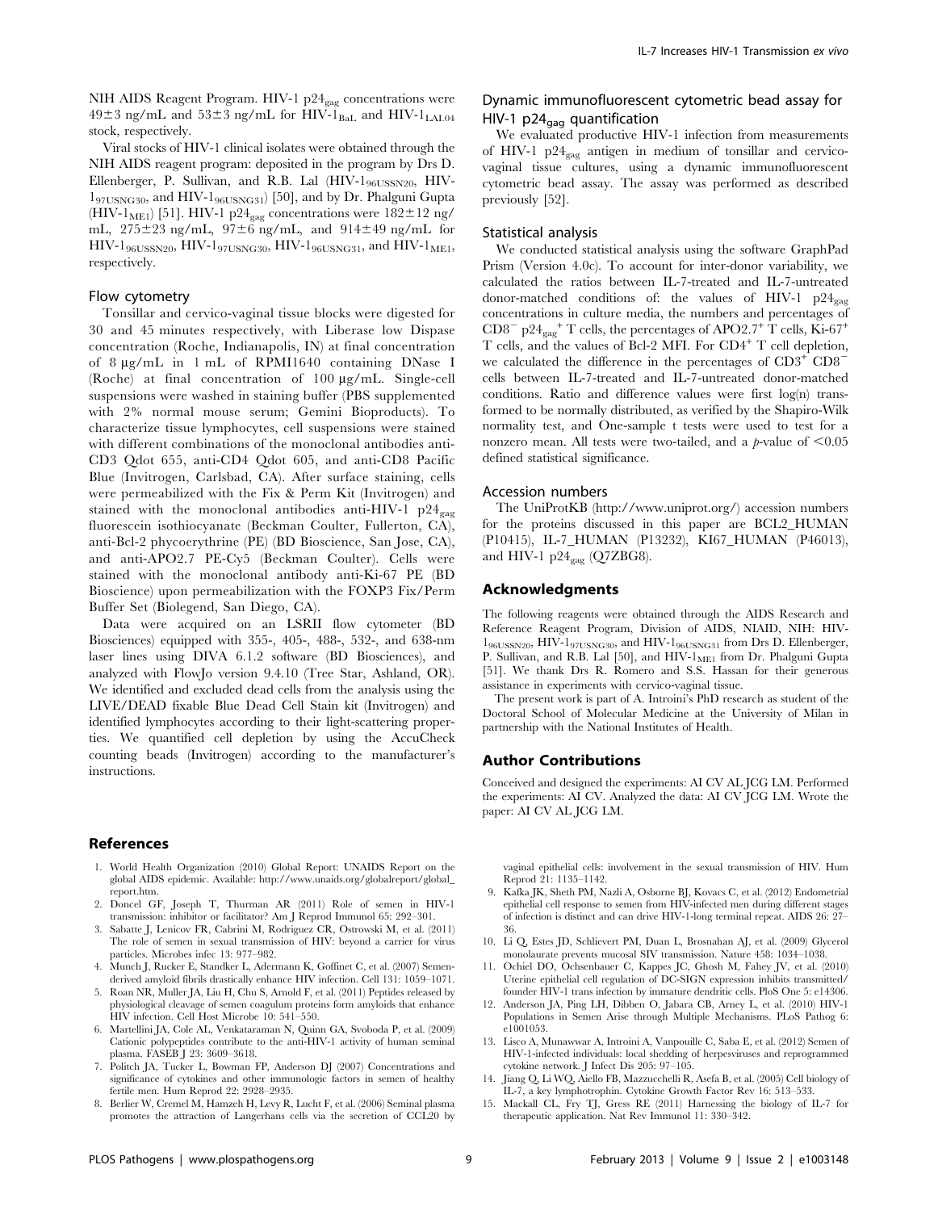NIH AIDS Reagent Program. HIV-1 $p24_{gag}$ concentrations were $49\pm3$ ng/mL and $53\pm3$ ng/mL for HIV-$1_{BaL}$ and HIV-$1_{LAI.04}$ stock, respectively.

Viral stocks of HIV-1 clinical isolates were obtained through the NIH AIDS reagent program: deposited in the program by Drs D. Ellenberger, P. Sullivan, and R.B. Lal (HIV-$1_{96USSN20}$, HIV-$1_{97USNG30}$, and HIV-$1_{96USNG31}$) [50], and by Dr. Phalguni Gupta (HIV-$1_{ME1}$) [51]. HIV-1 $p24_{gag}$ concentrations were $182\pm12$ ng/mL, $275\pm23$ ng/mL, $97\pm6$ ng/mL, and $914\pm49$ ng/mL for HIV-$1_{96USSN20}$, HIV-$1_{97USNG30}$, HIV-$1_{96USNG31}$, and HIV-$1_{ME1}$, respectively.

### Flow cytometry

Tonsillar and cervico-vaginal tissue blocks were digested for 30 and 45 minutes respectively, with Liberase low Dispase concentration (Roche, Indianapolis, IN) at final concentration of 8 µg/mL in 1 mL of RPMI1640 containing DNase I (Roche) at final concentration of 100 µg/mL. Single-cell suspensions were washed in staining buffer (PBS supplemented with 2% normal mouse serum; Gemini Bioproducts). To characterize tissue lymphocytes, cell suspensions were stained with different combinations of the monoclonal antibodies anti-CD3 Qdot 655, anti-CD4 Qdot 605, and anti-CD8 Pacific Blue (Invitrogen, Carlsbad, CA). After surface staining, cells were permeabilized with the Fix & Perm Kit (Invitrogen) and stained with the monoclonal antibodies anti-HIV-1 $p24_{gag}$ fluorescein isothiocyanate (Beckman Coulter, Fullerton, CA), anti-Bcl-2 phycoerythrine (PE) (BD Bioscience, San Jose, CA), and anti-APO2.7 PE-Cy5 (Beckman Coulter). Cells were stained with the monoclonal antibody anti-Ki-67 PE (BD Bioscience) upon permeabilization with the FOXP3 Fix/Perm Buffer Set (Biolegend, San Diego, CA).

Data were acquired on an LSRII flow cytometer (BD Biosciences) equipped with 355-, 405-, 488-, 532-, and 638-nm laser lines using DIVA 6.1.2 software (BD Biosciences), and analyzed with FlowJo version 9.4.10 (Tree Star, Ashland, OR). We identified and excluded dead cells from the analysis using the LIVE/DEAD fixable Blue Dead Cell Stain kit (Invitrogen) and identified lymphocytes according to their light-scattering properties. We quantified cell depletion by using the AccuCheck counting beads (Invitrogen) according to the manufacturer's instructions.

### Dynamic immunofluorescent cytometric bead assay for HIV-1 $p24_{gag}$ quantification

We evaluated productive HIV-1 infection from measurements of HIV-1 $p24_{gag}$ antigen in medium of tonsillar and cervico-vaginal tissue cultures, using a dynamic immunofluorescent cytometric bead assay. The assay was performed as described previously [52].

### Statistical analysis

We conducted statistical analysis using the software GraphPad Prism (Version 4.0c). To account for inter-donor variability, we calculated the ratios between IL-7-treated and IL-7-untreated donor-matched conditions of: the values of HIV-1 $p24_{gag}$ concentrations in culture media, the numbers and percentages of $CD8^-$ $p24_{gag}^+$ T cells, the percentages of $APO2.7^+$ T cells, $Ki\text{-}67^+$ T cells, and the values of Bcl-2 MFI. For $CD4^+$ T cell depletion, we calculated the difference in the percentages of $CD3^+$ $CD8^-$ cells between IL-7-treated and IL-7-untreated donor-matched conditions. Ratio and difference values were first log(n) transformed to be normally distributed, as verified by the Shapiro-Wilk normality test, and One-sample t tests were used to test for a nonzero mean. All tests were two-tailed, and a $p$-value of $<0.05$ defined statistical significance.

### Accession numbers

The UniProtKB (http://www.uniprot.org/) accession numbers for the proteins discussed in this paper are BCL2_HUMAN (P10415), IL-7_HUMAN (P13232), KI67_HUMAN (P46013), and HIV-1 $p24_{gag}$ (Q7ZBG8).

## Acknowledgments

The following reagents were obtained through the AIDS Research and Reference Reagent Program, Division of AIDS, NIAID, NIH: HIV-$1_{96USSN20}$, HIV-$1_{97USNG30}$, and HIV-$1_{96USNG31}$ from Drs D. Ellenberger, P. Sullivan, and R.B. Lal [50], and HIV-$1_{ME1}$ from Dr. Phalguni Gupta [51]. We thank Drs R. Romero and S.S. Hassan for their generous assistance in experiments with cervico-vaginal tissue.

The present work is part of A. Introini's PhD research as student of the Doctoral School of Molecular Medicine at the University of Milan in partnership with the National Institutes of Health.

## Author Contributions

Conceived and designed the experiments: AI CV AL JCG LM. Performed the experiments: AI CV. Analyzed the data: AI CV JCG LM. Wrote the paper: AI CV AL JCG LM.

## References

1. World Health Organization (2010) Global Report: UNAIDS Report on the global AIDS epidemic. Available: http://www.unaids.org/globalreport/global_report.htm.
2. Doncel GF, Joseph T, Thurman AR (2011) Role of semen in HIV-1 transmission: inhibitor or facilitator? Am J Reprod Immunol 65: 292–301.
3. Sabatte J, Lenicov FR, Cabrini M, Rodriguez CR, Ostrowski M, et al. (2011) The role of semen in sexual transmission of HIV: beyond a carrier for virus particles. Microbes infec 13: 977–982.
4. Munch J, Rucker E, Standker L, Adermann K, Goffinet C, et al. (2007) Semen-derived amyloid fibrils drastically enhance HIV infection. Cell 131: 1059–1071.
5. Roan NR, Muller JA, Liu H, Chu S, Arnold F, et al. (2011) Peptides released by physiological cleavage of semen coagulum proteins form amyloids that enhance HIV infection. Cell Host Microbe 10: 541–550.
6. Martellini JA, Cole AL, Venkataraman N, Quinn GA, Svoboda P, et al. (2009) Cationic polypeptides contribute to the anti-HIV-1 activity of human seminal plasma. FASEB J 23: 3609–3618.
7. Politch JA, Tucker L, Bowman FP, Anderson DJ (2007) Concentrations and significance of cytokines and other immunologic factors in semen of healthy fertile men. Hum Reprod 22: 2928–2935.
8. Berlier W, Cremel M, Hamzeh H, Levy R, Lucht F, et al. (2006) Seminal plasma promotes the attraction of Langerhans cells via the secretion of CCL20 by vaginal epithelial cells: involvement in the sexual transmission of HIV. Hum Reprod 21: 1135–1142.
9. Kafka JK, Sheth PM, Nazli A, Osborne BJ, Kovacs C, et al. (2012) Endometrial epithelial cell response to semen from HIV-infected men during different stages of infection is distinct and can drive HIV-1-long terminal repeat. AIDS 26: 27–36.
10. Li Q, Estes JD, Schlievert PM, Duan L, Brosnahan AJ, et al. (2009) Glycerol monolaurate prevents mucosal SIV transmission. Nature 458: 1034–1038.
11. Ochiel DO, Ochsenbauer C, Kappes JC, Ghosh M, Fahey JV, et al. (2010) Uterine epithelial cell regulation of DC-SIGN expression inhibits transmitted/founder HIV-1 trans infection by immature dendritic cells. PloS One 5: e14306.
12. Anderson JA, Ping LH, Dibben O, Jabara CB, Arney L, et al. (2010) HIV-1 Populations in Semen Arise through Multiple Mechanisms. PLoS Pathog 6: e1001053.
13. Lisco A, Munawwar A, Introini A, Vanpouille C, Saba E, et al. (2012) Semen of HIV-1-infected individuals: local shedding of herpesviruses and reprogrammed cytokine network. J Infect Dis 205: 97–105.
14. Jiang Q, Li WQ, Aiello FB, Mazzucchelli R, Asefa B, et al. (2005) Cell biology of IL-7, a key lymphotrophin. Cytokine Growth Factor Rev 16: 513–533.
15. Mackall CL, Fry TJ, Gress RE (2011) Harnessing the biology of IL-7 for therapeutic application. Nat Rev Immunol 11: 330–342.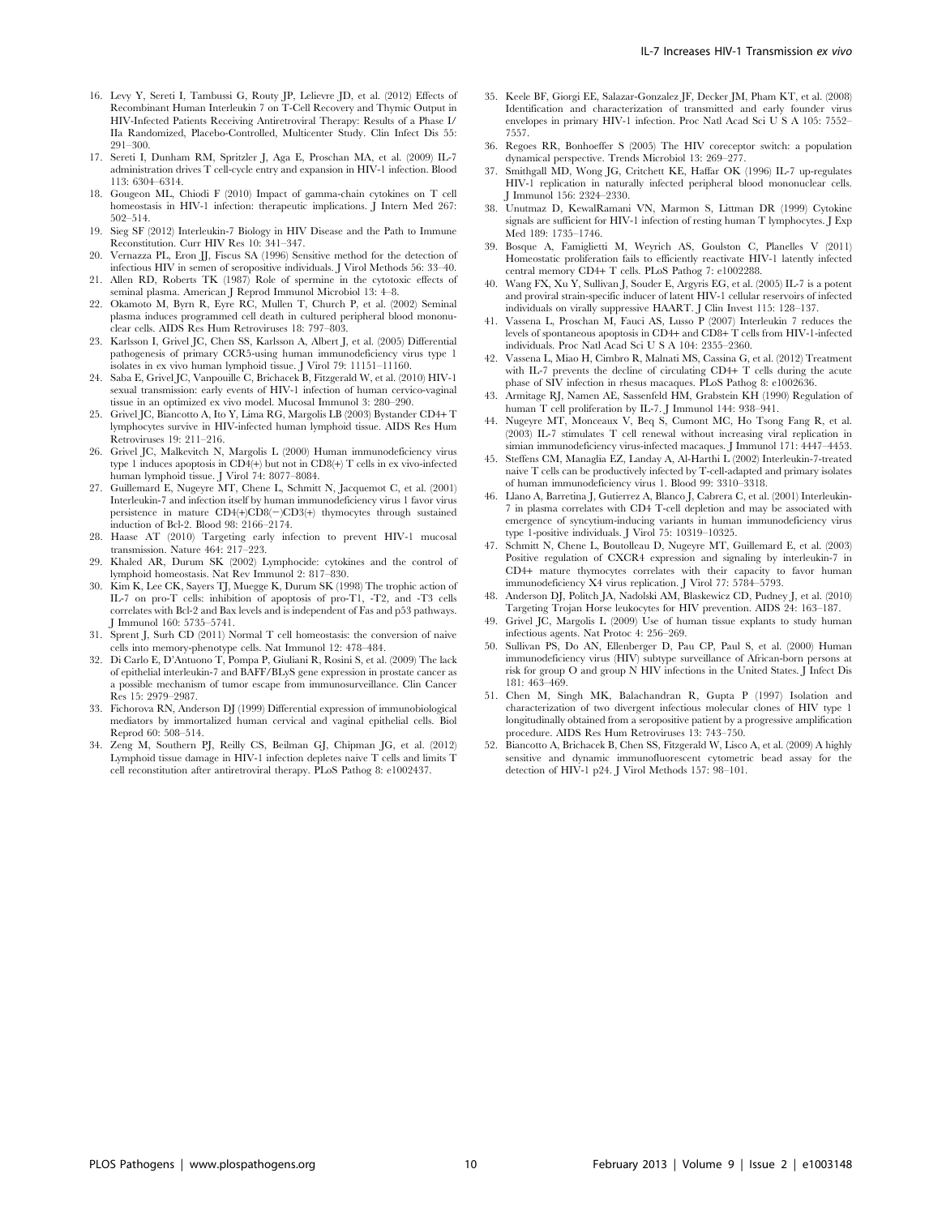16. Levy Y, Sereti I, Tambussi G, Routy JP, Lelievre JD, et al. (2012) Effects of Recombinant Human Interleukin 7 on T-Cell Recovery and Thymic Output in HIV-Infected Patients Receiving Antiretroviral Therapy: Results of a Phase I/IIa Randomized, Placebo-Controlled, Multicenter Study. Clin Infect Dis 55: 291–300.
17. Sereti I, Dunham RM, Spritzler J, Aga E, Proschan MA, et al. (2009) IL-7 administration drives T cell-cycle entry and expansion in HIV-1 infection. Blood 113: 6304–6314.
18. Gougeon ML, Chiodi F (2010) Impact of gamma-chain cytokines on T cell homeostasis in HIV-1 infection: therapeutic implications. J Intern Med 267: 502–514.
19. Sieg SF (2012) Interleukin-7 Biology in HIV Disease and the Path to Immune Reconstitution. Curr HIV Res 10: 341–347.
20. Vernazza PL, Eron JJ, Fiscus SA (1996) Sensitive method for the detection of infectious HIV in semen of seropositive individuals. J Virol Methods 56: 33–40.
21. Allen RD, Roberts TK (1987) Role of spermine in the cytotoxic effects of seminal plasma. American J Reprod Immunol Microbiol 13: 4–8.
22. Okamoto M, Byrn R, Eyre RC, Mullen T, Church P, et al. (2002) Seminal plasma induces programmed cell death in cultured peripheral blood mononuclear cells. AIDS Res Hum Retroviruses 18: 797–803.
23. Karlsson I, Grivel JC, Chen SS, Karlsson A, Albert J, et al. (2005) Differential pathogenesis of primary CCR5-using human immunodeficiency virus type 1 isolates in ex vivo human lymphoid tissue. J Virol 79: 11151–11160.
24. Saba E, Grivel JC, Vanpouille C, Brichacek B, Fitzgerald W, et al. (2010) HIV-1 sexual transmission: early events of HIV-1 infection of human cervico-vaginal tissue in an optimized ex vivo model. Mucosal Immunol 3: 280–290.
25. Grivel JC, Biancotto A, Ito Y, Lima RG, Margolis LB (2003) Bystander CD4+ T lymphocytes survive in HIV-infected human lymphoid tissue. AIDS Res Hum Retroviruses 19: 211–216.
26. Grivel JC, Malkevitch N, Margolis L (2000) Human immunodeficiency virus type 1 induces apoptosis in CD4(+) but not in CD8(+) T cells in ex vivo-infected human lymphoid tissue. J Virol 74: 8077–8084.
27. Guillemard E, Nugeyre MT, Chene L, Schmitt N, Jacquemot C, et al. (2001) Interleukin-7 and infection itself by human immunodeficiency virus 1 favor virus persistence in mature CD4(+)CD8(−)CD3(+) thymocytes through sustained induction of Bcl-2. Blood 98: 2166–2174.
28. Haase AT (2010) Targeting early infection to prevent HIV-1 mucosal transmission. Nature 464: 217–223.
29. Khaled AR, Durum SK (2002) Lymphocide: cytokines and the control of lymphoid homeostasis. Nat Rev Immunol 2: 817–830.
30. Kim K, Lee CK, Sayers TJ, Muegge K, Durum SK (1998) The trophic action of IL-7 on pro-T cells: inhibition of apoptosis of pro-T1, -T2, and -T3 cells correlates with Bcl-2 and Bax levels and is independent of Fas and p53 pathways. J Immunol 160: 5735–5741.
31. Sprent J, Surh CD (2011) Normal T cell homeostasis: the conversion of naive cells into memory-phenotype cells. Nat Immunol 12: 478–484.
32. Di Carlo E, D'Antuono T, Pompa P, Giuliani R, Rosini S, et al. (2009) The lack of epithelial interleukin-7 and BAFF/BLyS gene expression in prostate cancer as a possible mechanism of tumor escape from immunosurveillance. Clin Cancer Res 15: 2979–2987.
33. Fichorova RN, Anderson DJ (1999) Differential expression of immunobiological mediators by immortalized human cervical and vaginal epithelial cells. Biol Reprod 60: 508–514.
34. Zeng M, Southern PJ, Reilly CS, Beilman GJ, Chipman JG, et al. (2012) Lymphoid tissue damage in HIV-1 infection depletes naive T cells and limits T cell reconstitution after antiretroviral therapy. PLoS Pathog 8: e1002437.
35. Keele BF, Giorgi EE, Salazar-Gonzalez JF, Decker JM, Pham KT, et al. (2008) Identification and characterization of transmitted and early founder virus envelopes in primary HIV-1 infection. Proc Natl Acad Sci U S A 105: 7552–7557.
36. Regoes RR, Bonhoeffer S (2005) The HIV coreceptor switch: a population dynamical perspective. Trends Microbiol 13: 269–277.
37. Smithgall MD, Wong JG, Critchett KE, Haffar OK (1996) IL-7 up-regulates HIV-1 replication in naturally infected peripheral blood mononuclear cells. J Immunol 156: 2324–2330.
38. Unutmaz D, KewalRamani VN, Marmon S, Littman DR (1999) Cytokine signals are sufficient for HIV-1 infection of resting human T lymphocytes. J Exp Med 189: 1735–1746.
39. Bosque A, Famiglietti M, Weyrich AS, Goulston C, Planelles V (2011) Homeostatic proliferation fails to efficiently reactivate HIV-1 latently infected central memory CD4+ T cells. PLoS Pathog 7: e1002288.
40. Wang FX, Xu Y, Sullivan J, Souder E, Argyris EG, et al. (2005) IL-7 is a potent and proviral strain-specific inducer of latent HIV-1 cellular reservoirs of infected individuals on virally suppressive HAART. J Clin Invest 115: 128–137.
41. Vassena L, Proschan M, Fauci AS, Lusso P (2007) Interleukin 7 reduces the levels of spontaneous apoptosis in CD4+ and CD8+ T cells from HIV-1-infected individuals. Proc Natl Acad Sci U S A 104: 2355–2360.
42. Vassena L, Miao H, Cimbro R, Malnati MS, Cassina G, et al. (2012) Treatment with IL-7 prevents the decline of circulating CD4+ T cells during the acute phase of SIV infection in rhesus macaques. PLoS Pathog 8: e1002636.
43. Armitage RJ, Namen AE, Sassenfeld HM, Grabstein KH (1990) Regulation of human T cell proliferation by IL-7. J Immunol 144: 938–941.
44. Nugeyre MT, Monceaux V, Beq S, Cumont MC, Ho Tsong Fang R, et al. (2003) IL-7 stimulates T cell renewal without increasing viral replication in simian immunodeficiency virus-infected macaques. J Immunol 171: 4447–4453.
45. Steffens CM, Managlia EZ, Landay A, Al-Harthi L (2002) Interleukin-7-treated naive T cells can be productively infected by T-cell-adapted and primary isolates of human immunodeficiency virus 1. Blood 99: 3310–3318.
46. Llano A, Barretina J, Gutierrez A, Blanco J, Cabrera C, et al. (2001) Interleukin-7 in plasma correlates with CD4 T-cell depletion and may be associated with emergence of syncytium-inducing variants in human immunodeficiency virus type 1-positive individuals. J Virol 75: 10319–10325.
47. Schmitt N, Chene L, Boutolleau D, Nugeyre MT, Guillemard E, et al. (2003) Positive regulation of CXCR4 expression and signaling by interleukin-7 in CD4+ mature thymocytes correlates with their capacity to favor human immunodeficiency X4 virus replication. J Virol 77: 5784–5793.
48. Anderson DJ, Politch JA, Nadolski AM, Blaskewicz CD, Pudney J, et al. (2010) Targeting Trojan Horse leukocytes for HIV prevention. AIDS 24: 163–187.
49. Grivel JC, Margolis L (2009) Use of human tissue explants to study human infectious agents. Nat Protoc 4: 256–269.
50. Sullivan PS, Do AN, Ellenberger D, Pau CP, Paul S, et al. (2000) Human immunodeficiency virus (HIV) subtype surveillance of African-born persons at risk for group O and group N HIV infections in the United States. J Infect Dis 181: 463–469.
51. Chen M, Singh MK, Balachandran R, Gupta P (1997) Isolation and characterization of two divergent infectious molecular clones of HIV type 1 longitudinally obtained from a seropositive patient by a progressive amplification procedure. AIDS Res Hum Retroviruses 13: 743–750.
52. Biancotto A, Brichacek B, Chen SS, Fitzgerald W, Lisco A, et al. (2009) A highly sensitive and dynamic immunofluorescent cytometric bead assay for the detection of HIV-1 p24. J Virol Methods 157: 98–101.